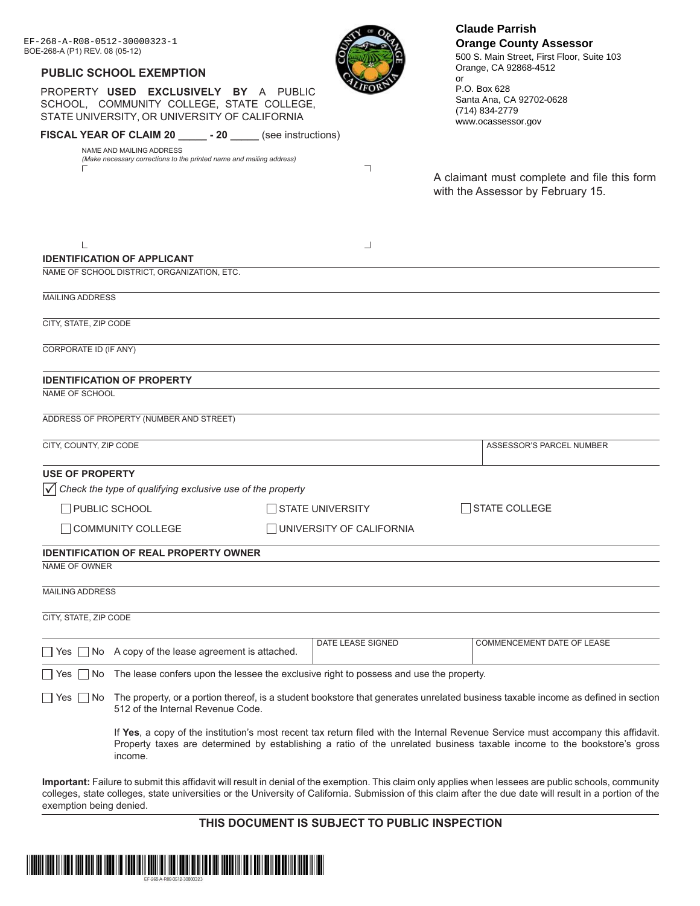EF-268-A-R08-0512-30000323-1
BOE-268-A (P1) REV. 08 (05-12)

**Claude Parrish**
**Orange County Assessor**
500 S. Main Street, First Floor, Suite 103
Orange, CA 92868-4512
or
P.O. Box 628
Santa Ana, CA 92702-0628
(714) 834-2779
www.ocassessor.gov

## PUBLIC SCHOOL EXEMPTION

PROPERTY **USED EXCLUSIVELY BY** A PUBLIC SCHOOL, COMMUNITY COLLEGE, STATE COLLEGE, STATE UNIVERSITY, OR UNIVERSITY OF CALIFORNIA

**FISCAL YEAR OF CLAIM 20 _____ - 20 _____** (see instructions)

NAME AND MAILING ADDRESS
*(Make necessary corrections to the printed name and mailing address)*

A claimant must complete and file this form with the Assessor by February 15.

### IDENTIFICATION OF APPLICANT

NAME OF SCHOOL DISTRICT, ORGANIZATION, ETC.

MAILING ADDRESS

CITY, STATE, ZIP CODE

CORPORATE ID (IF ANY)

### IDENTIFICATION OF PROPERTY

NAME OF SCHOOL

ADDRESS OF PROPERTY (NUMBER AND STREET)

| CITY, COUNTY, ZIP CODE | ASSESSOR'S PARCEL NUMBER |
|---|---|
| | |

### USE OF PROPERTY

☑ *Check the type of qualifying exclusive use of the property*

- ☐ PUBLIC SCHOOL
- ☐ STATE UNIVERSITY
- ☐ STATE COLLEGE
- ☐ COMMUNITY COLLEGE
- ☐ UNIVERSITY OF CALIFORNIA

### IDENTIFICATION OF REAL PROPERTY OWNER

NAME OF OWNER

MAILING ADDRESS

CITY, STATE, ZIP CODE

| ☐ Yes ☐ No A copy of the lease agreement is attached. | DATE LEASE SIGNED | COMMENCEMENT DATE OF LEASE |
|---|---|---|

☐ Yes ☐ No The lease confers upon the lessee the exclusive right to possess and use the property.

☐ Yes ☐ No The property, or a portion thereof, is a student bookstore that generates unrelated business taxable income as defined in section 512 of the Internal Revenue Code.

If **Yes**, a copy of the institution's most recent tax return filed with the Internal Revenue Service must accompany this affidavit. Property taxes are determined by establishing a ratio of the unrelated business taxable income to the bookstore's gross income.

**Important:** Failure to submit this affidavit will result in denial of the exemption. This claim only applies when lessees are public schools, community colleges, state colleges, state universities or the University of California. Submission of this claim after the due date will result in a portion of the exemption being denied.

**THIS DOCUMENT IS SUBJECT TO PUBLIC INSPECTION**

EF-268-A-R08-0512-30000323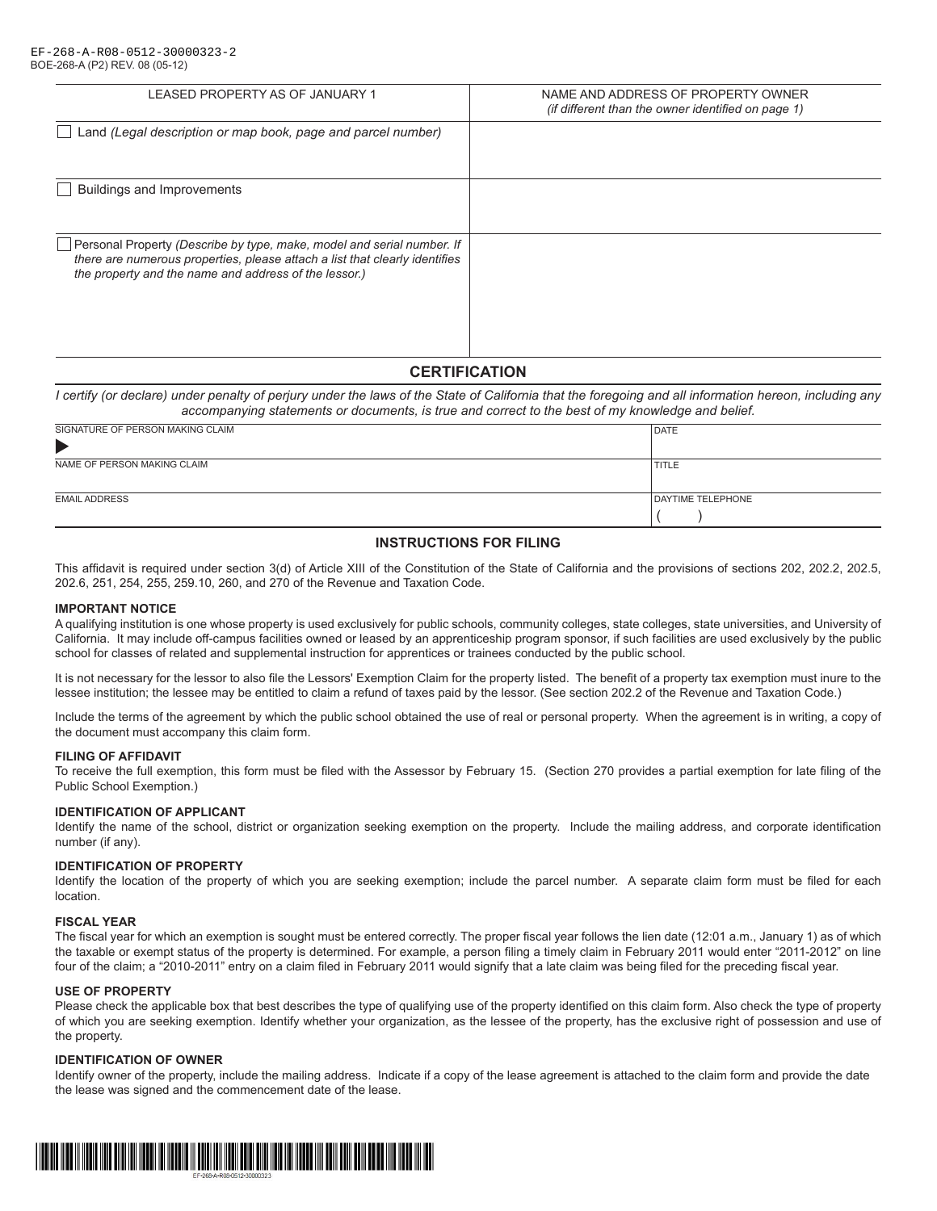EF-268-A-R08-0512-30000323-2
BOE-268-A (P2) REV. 08 (05-12)

| LEASED PROPERTY AS OF JANUARY 1 | NAME AND ADDRESS OF PROPERTY OWNER *(if different than the owner identified on page 1)* |
| --- | --- |
| ☐ Land *(Legal description or map book, page and parcel number)* | |
| ☐ Buildings and Improvements | |
| ☐ Personal Property *(Describe by type, make, model and serial number. If there are numerous properties, please attach a list that clearly identifies the property and the name and address of the lessor.)* | |

## CERTIFICATION

*I certify (or declare) under penalty of perjury under the laws of the State of California that the foregoing and all information hereon, including any accompanying statements or documents, is true and correct to the best of my knowledge and belief.*

| | |
| --- | --- |
| SIGNATURE OF PERSON MAKING CLAIM ▶ | DATE |
| NAME OF PERSON MAKING CLAIM | TITLE |
| EMAIL ADDRESS | DAYTIME TELEPHONE ( ) |

## INSTRUCTIONS FOR FILING

This affidavit is required under section 3(d) of Article XIII of the Constitution of the State of California and the provisions of sections 202, 202.2, 202.5, 202.6, 251, 254, 255, 259.10, 260, and 270 of the Revenue and Taxation Code.

### IMPORTANT NOTICE

A qualifying institution is one whose property is used exclusively for public schools, community colleges, state colleges, state universities, and University of California. It may include off-campus facilities owned or leased by an apprenticeship program sponsor, if such facilities are used exclusively by the public school for classes of related and supplemental instruction for apprentices or trainees conducted by the public school.

It is not necessary for the lessor to also file the Lessors' Exemption Claim for the property listed. The benefit of a property tax exemption must inure to the lessee institution; the lessee may be entitled to claim a refund of taxes paid by the lessor. (See section 202.2 of the Revenue and Taxation Code.)

Include the terms of the agreement by which the public school obtained the use of real or personal property. When the agreement is in writing, a copy of the document must accompany this claim form.

### FILING OF AFFIDAVIT

To receive the full exemption, this form must be filed with the Assessor by February 15. (Section 270 provides a partial exemption for late filing of the Public School Exemption.)

### IDENTIFICATION OF APPLICANT

Identify the name of the school, district or organization seeking exemption on the property. Include the mailing address, and corporate identification number (if any).

### IDENTIFICATION OF PROPERTY

Identify the location of the property of which you are seeking exemption; include the parcel number. A separate claim form must be filed for each location.

### FISCAL YEAR

The fiscal year for which an exemption is sought must be entered correctly. The proper fiscal year follows the lien date (12:01 a.m., January 1) as of which the taxable or exempt status of the property is determined. For example, a person filing a timely claim in February 2011 would enter "2011-2012" on line four of the claim; a "2010-2011" entry on a claim filed in February 2011 would signify that a late claim was being filed for the preceding fiscal year.

### USE OF PROPERTY

Please check the applicable box that best describes the type of qualifying use of the property identified on this claim form. Also check the type of property of which you are seeking exemption. Identify whether your organization, as the lessee of the property, has the exclusive right of possession and use of the property.

### IDENTIFICATION OF OWNER

Identify owner of the property, include the mailing address. Indicate if a copy of the lease agreement is attached to the claim form and provide the date the lease was signed and the commencement date of the lease.

EF-268-A-R08-0512-30000323